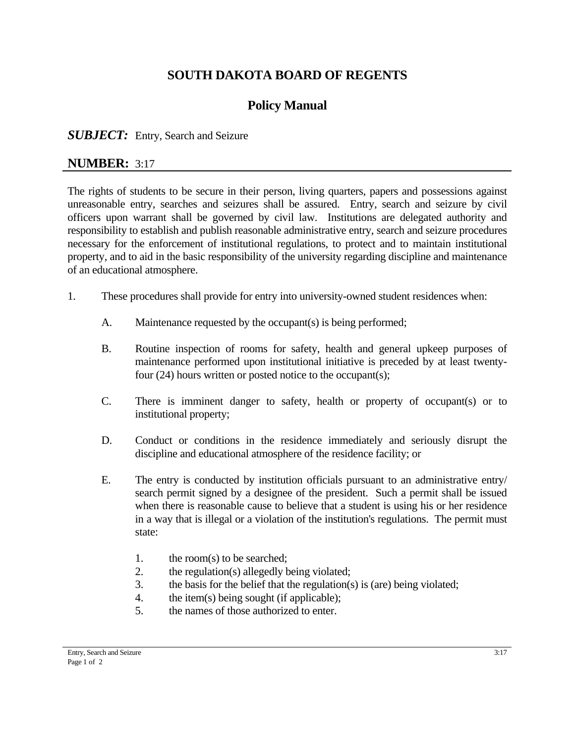# SOUTH DAKOTA BOARD OF REGENTS

## Policy Manual

***SUBJECT:*** Entry, Search and Seizure

**NUMBER:** 3:17

---

The rights of students to be secure in their person, living quarters, papers and possessions against unreasonable entry, searches and seizures shall be assured. Entry, search and seizure by civil officers upon warrant shall be governed by civil law. Institutions are delegated authority and responsibility to establish and publish reasonable administrative entry, search and seizure procedures necessary for the enforcement of institutional regulations, to protect and to maintain institutional property, and to aid in the basic responsibility of the university regarding discipline and maintenance of an educational atmosphere.

1. These procedures shall provide for entry into university-owned student residences when:

   A. Maintenance requested by the occupant(s) is being performed;

   B. Routine inspection of rooms for safety, health and general upkeep purposes of maintenance performed upon institutional initiative is preceded by at least twenty-four (24) hours written or posted notice to the occupant(s);

   C. There is imminent danger to safety, health or property of occupant(s) or to institutional property;

   D. Conduct or conditions in the residence immediately and seriously disrupt the discipline and educational atmosphere of the residence facility; or

   E. The entry is conducted by institution officials pursuant to an administrative entry/ search permit signed by a designee of the president. Such a permit shall be issued when there is reasonable cause to believe that a student is using his or her residence in a way that is illegal or a violation of the institution's regulations. The permit must state:

      1. the room(s) to be searched;
      2. the regulation(s) allegedly being violated;
      3. the basis for the belief that the regulation(s) is (are) being violated;
      4. the item(s) being sought (if applicable);
      5. the names of those authorized to enter.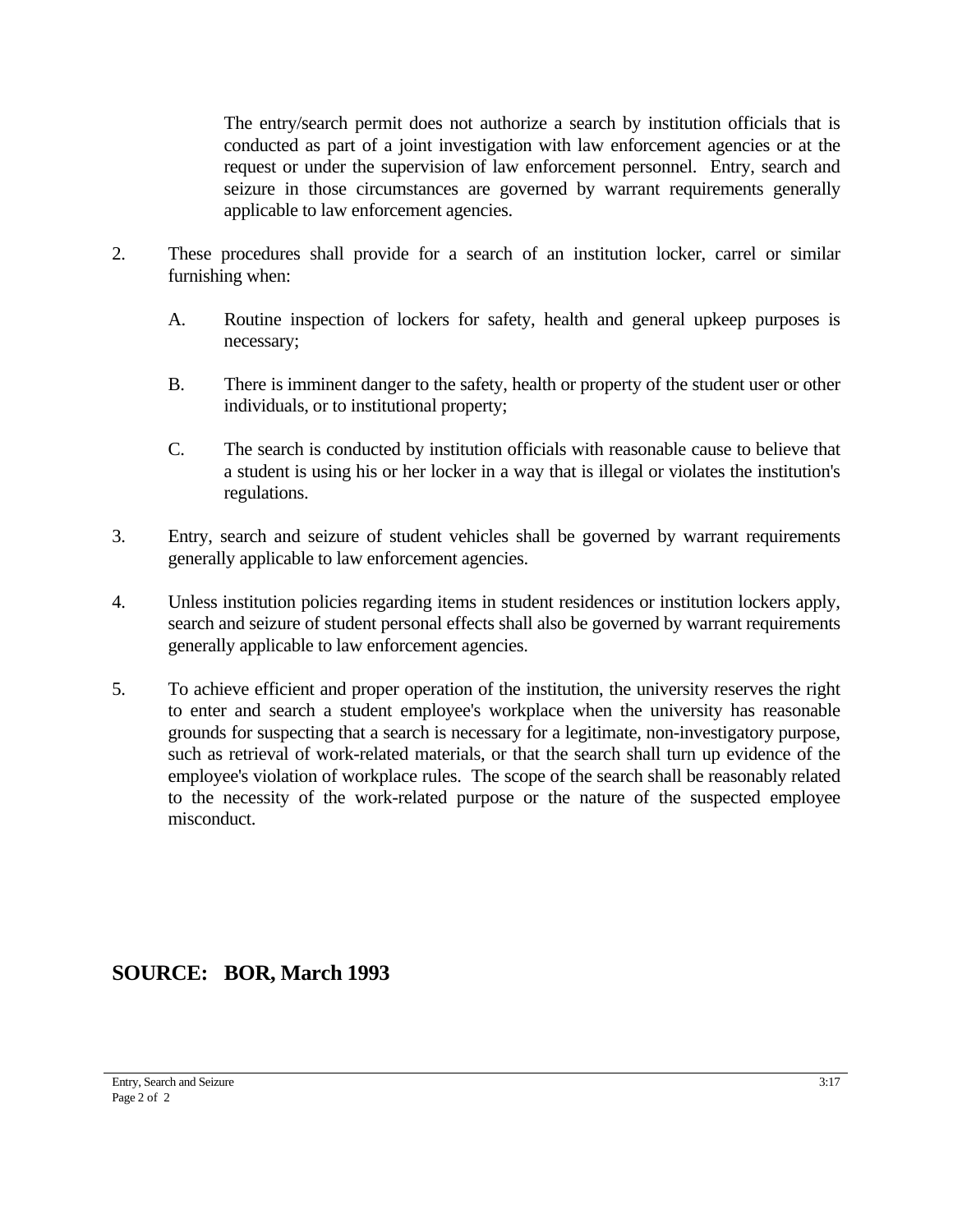The entry/search permit does not authorize a search by institution officials that is conducted as part of a joint investigation with law enforcement agencies or at the request or under the supervision of law enforcement personnel. Entry, search and seizure in those circumstances are governed by warrant requirements generally applicable to law enforcement agencies.

2. These procedures shall provide for a search of an institution locker, carrel or similar furnishing when:

   A. Routine inspection of lockers for safety, health and general upkeep purposes is necessary;

   B. There is imminent danger to the safety, health or property of the student user or other individuals, or to institutional property;

   C. The search is conducted by institution officials with reasonable cause to believe that a student is using his or her locker in a way that is illegal or violates the institution's regulations.

3. Entry, search and seizure of student vehicles shall be governed by warrant requirements generally applicable to law enforcement agencies.

4. Unless institution policies regarding items in student residences or institution lockers apply, search and seizure of student personal effects shall also be governed by warrant requirements generally applicable to law enforcement agencies.

5. To achieve efficient and proper operation of the institution, the university reserves the right to enter and search a student employee's workplace when the university has reasonable grounds for suspecting that a search is necessary for a legitimate, non-investigatory purpose, such as retrieval of work-related materials, or that the search shall turn up evidence of the employee's violation of workplace rules. The scope of the search shall be reasonably related to the necessity of the work-related purpose or the nature of the suspected employee misconduct.

**SOURCE: BOR, March 1993**